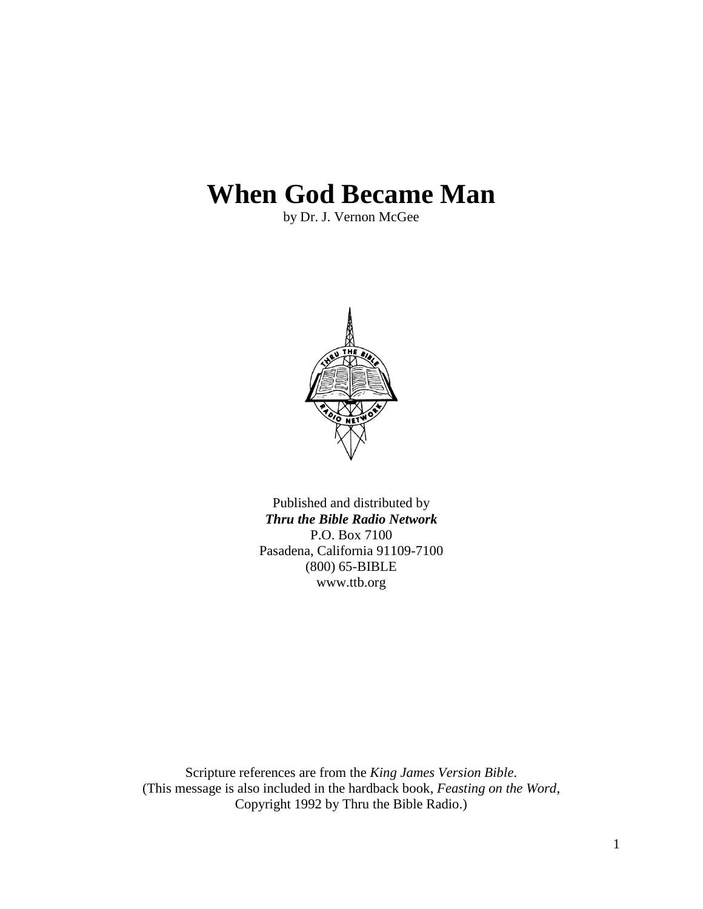# When God Became Man

by Dr. J. Vernon McGee

Published and distributed by
***Thru the Bible Radio Network***
P.O. Box 7100
Pasadena, California 91109-7100
(800) 65-BIBLE
www.ttb.org

Scripture references are from the *King James Version Bible*.
(This message is also included in the hardback book, *Feasting on the Word*,
Copyright 1992 by Thru the Bible Radio.)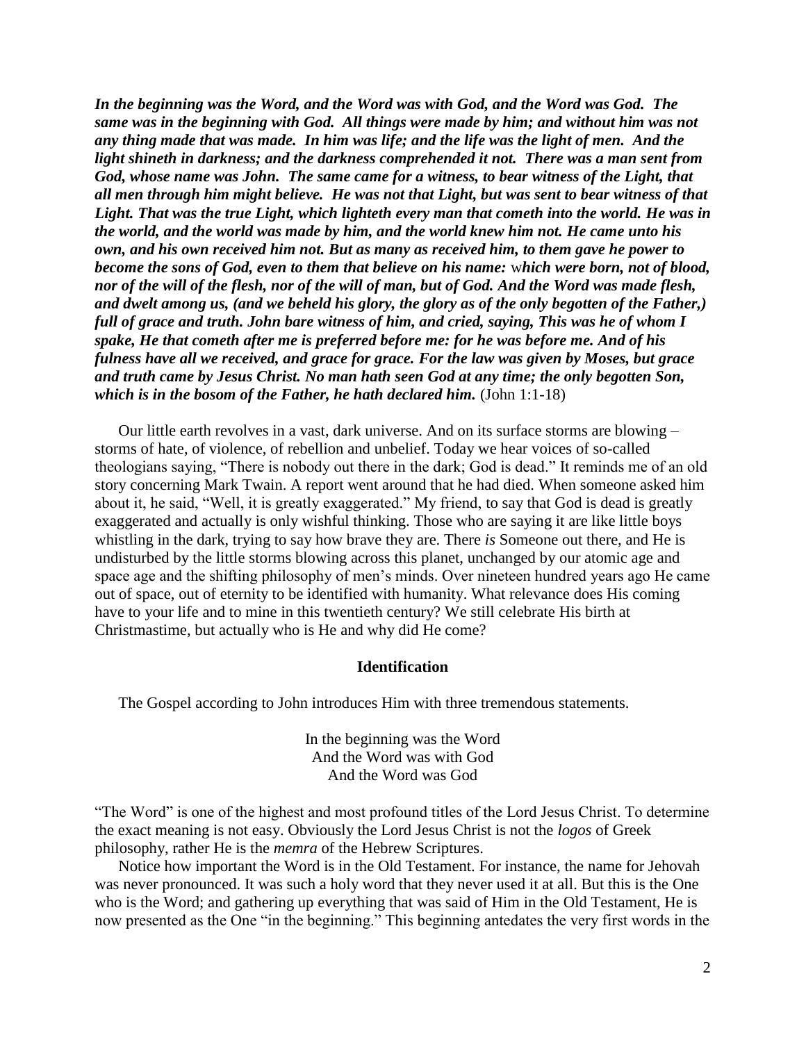***In the beginning was the Word, and the Word was with God, and the Word was God. The same was in the beginning with God. All things were made by him; and without him was not any thing made that was made. In him was life; and the life was the light of men. And the light shineth in darkness; and the darkness comprehended it not. There was a man sent from God, whose name was John. The same came for a witness, to bear witness of the Light, that all men through him might believe. He was not that Light, but was sent to bear witness of that Light. That was the true Light, which lighteth every man that cometh into the world. He was in the world, and the world was made by him, and the world knew him not. He came unto his own, and his own received him not. But as many as received him, to them gave he power to become the sons of God, even to them that believe on his name:*** *which* ***were born, not of blood, nor of the will of the flesh, nor of the will of man, but of God. And the Word was made flesh, and dwelt among us, (and we beheld his glory, the glory as of the only begotten of the Father,) full of grace and truth. John bare witness of him, and cried, saying, This was he of whom I spake, He that cometh after me is preferred before me: for he was before me. And of his fulness have all we received, and grace for grace. For the law was given by Moses, but grace and truth came by Jesus Christ. No man hath seen God at any time; the only begotten Son, which is in the bosom of the Father, he hath declared him.*** (John 1:1-18)

Our little earth revolves in a vast, dark universe. And on its surface storms are blowing – storms of hate, of violence, of rebellion and unbelief. Today we hear voices of so-called theologians saying, "There is nobody out there in the dark; God is dead." It reminds me of an old story concerning Mark Twain. A report went around that he had died. When someone asked him about it, he said, "Well, it is greatly exaggerated." My friend, to say that God is dead is greatly exaggerated and actually is only wishful thinking. Those who are saying it are like little boys whistling in the dark, trying to say how brave they are. There *is* Someone out there, and He is undisturbed by the little storms blowing across this planet, unchanged by our atomic age and space age and the shifting philosophy of men's minds. Over nineteen hundred years ago He came out of space, out of eternity to be identified with humanity. What relevance does His coming have to your life and to mine in this twentieth century? We still celebrate His birth at Christmastime, but actually who is He and why did He come?

## Identification

The Gospel according to John introduces Him with three tremendous statements.

In the beginning was the Word
And the Word was with God
And the Word was God

"The Word" is one of the highest and most profound titles of the Lord Jesus Christ. To determine the exact meaning is not easy. Obviously the Lord Jesus Christ is not the *logos* of Greek philosophy, rather He is the *memra* of the Hebrew Scriptures.

Notice how important the Word is in the Old Testament. For instance, the name for Jehovah was never pronounced. It was such a holy word that they never used it at all. But this is the One who is the Word; and gathering up everything that was said of Him in the Old Testament, He is now presented as the One "in the beginning." This beginning antedates the very first words in the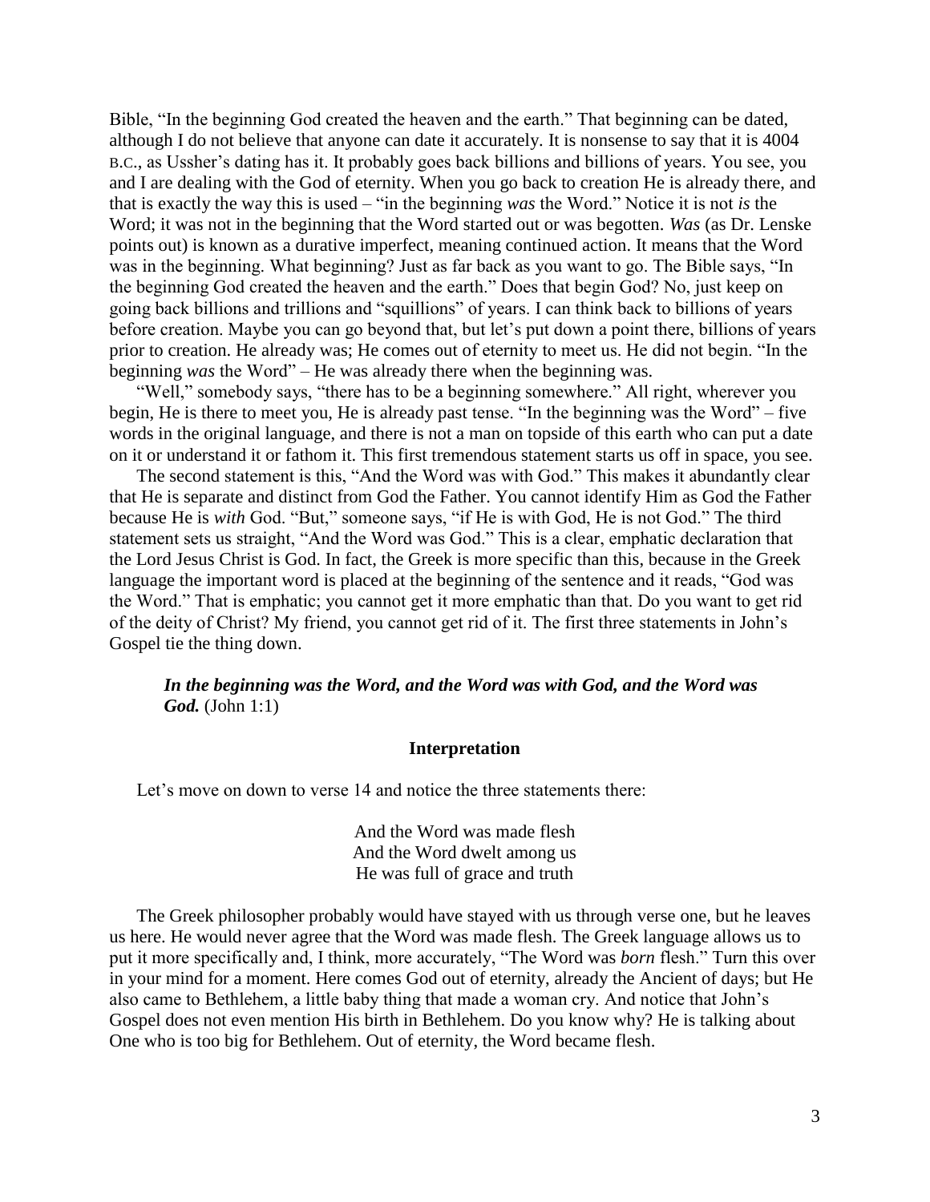Bible, "In the beginning God created the heaven and the earth." That beginning can be dated, although I do not believe that anyone can date it accurately. It is nonsense to say that it is 4004 B.C., as Ussher's dating has it. It probably goes back billions and billions of years. You see, you and I are dealing with the God of eternity. When you go back to creation He is already there, and that is exactly the way this is used – "in the beginning *was* the Word." Notice it is not *is* the Word; it was not in the beginning that the Word started out or was begotten. *Was* (as Dr. Lenske points out) is known as a durative imperfect, meaning continued action. It means that the Word was in the beginning. What beginning? Just as far back as you want to go. The Bible says, "In the beginning God created the heaven and the earth." Does that begin God? No, just keep on going back billions and trillions and "squillions" of years. I can think back to billions of years before creation. Maybe you can go beyond that, but let's put down a point there, billions of years prior to creation. He already was; He comes out of eternity to meet us. He did not begin. "In the beginning *was* the Word" – He was already there when the beginning was.

"Well," somebody says, "there has to be a beginning somewhere." All right, wherever you begin, He is there to meet you, He is already past tense. "In the beginning was the Word" – five words in the original language, and there is not a man on topside of this earth who can put a date on it or understand it or fathom it. This first tremendous statement starts us off in space, you see.

The second statement is this, "And the Word was with God." This makes it abundantly clear that He is separate and distinct from God the Father. You cannot identify Him as God the Father because He is *with* God. "But," someone says, "if He is with God, He is not God." The third statement sets us straight, "And the Word was God." This is a clear, emphatic declaration that the Lord Jesus Christ is God. In fact, the Greek is more specific than this, because in the Greek language the important word is placed at the beginning of the sentence and it reads, "God was the Word." That is emphatic; you cannot get it more emphatic than that. Do you want to get rid of the deity of Christ? My friend, you cannot get rid of it. The first three statements in John's Gospel tie the thing down.

> ***In the beginning was the Word, and the Word was with God, and the Word was God.*** (John 1:1)

### Interpretation

Let's move on down to verse 14 and notice the three statements there:

> And the Word was made flesh
> And the Word dwelt among us
> He was full of grace and truth

The Greek philosopher probably would have stayed with us through verse one, but he leaves us here. He would never agree that the Word was made flesh. The Greek language allows us to put it more specifically and, I think, more accurately, "The Word was *born* flesh." Turn this over in your mind for a moment. Here comes God out of eternity, already the Ancient of days; but He also came to Bethlehem, a little baby thing that made a woman cry. And notice that John's Gospel does not even mention His birth in Bethlehem. Do you know why? He is talking about One who is too big for Bethlehem. Out of eternity, the Word became flesh.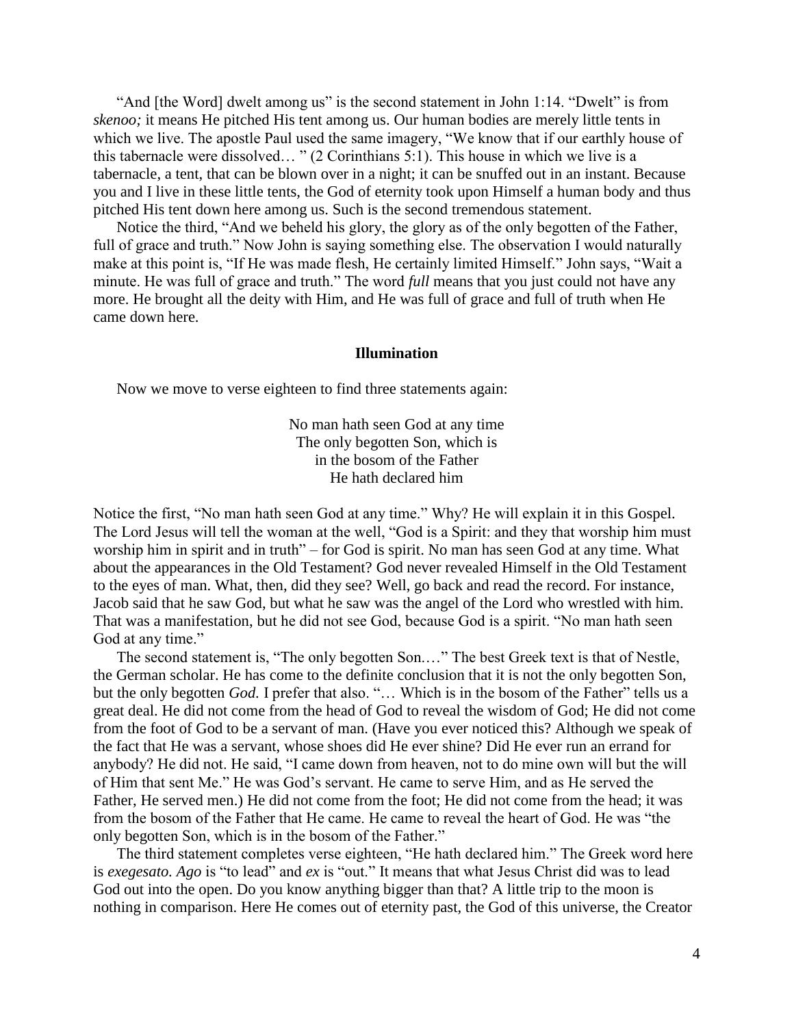"And [the Word] dwelt among us" is the second statement in John 1:14. "Dwelt" is from *skenoo;* it means He pitched His tent among us. Our human bodies are merely little tents in which we live. The apostle Paul used the same imagery, "We know that if our earthly house of this tabernacle were dissolved… " (2 Corinthians 5:1). This house in which we live is a tabernacle, a tent, that can be blown over in a night; it can be snuffed out in an instant. Because you and I live in these little tents, the God of eternity took upon Himself a human body and thus pitched His tent down here among us. Such is the second tremendous statement.

Notice the third, "And we beheld his glory, the glory as of the only begotten of the Father, full of grace and truth." Now John is saying something else. The observation I would naturally make at this point is, "If He was made flesh, He certainly limited Himself." John says, "Wait a minute. He was full of grace and truth." The word *full* means that you just could not have any more. He brought all the deity with Him, and He was full of grace and full of truth when He came down here.

### Illumination

Now we move to verse eighteen to find three statements again:

No man hath seen God at any time
The only begotten Son, which is
in the bosom of the Father
He hath declared him

Notice the first, "No man hath seen God at any time." Why? He will explain it in this Gospel. The Lord Jesus will tell the woman at the well, "God is a Spirit: and they that worship him must worship him in spirit and in truth" – for God is spirit. No man has seen God at any time. What about the appearances in the Old Testament? God never revealed Himself in the Old Testament to the eyes of man. What, then, did they see? Well, go back and read the record. For instance, Jacob said that he saw God, but what he saw was the angel of the Lord who wrestled with him. That was a manifestation, but he did not see God, because God is a spirit. "No man hath seen God at any time."

The second statement is, "The only begotten Son.…" The best Greek text is that of Nestle, the German scholar. He has come to the definite conclusion that it is not the only begotten Son, but the only begotten *God.* I prefer that also. "… Which is in the bosom of the Father" tells us a great deal. He did not come from the head of God to reveal the wisdom of God; He did not come from the foot of God to be a servant of man. (Have you ever noticed this? Although we speak of the fact that He was a servant, whose shoes did He ever shine? Did He ever run an errand for anybody? He did not. He said, "I came down from heaven, not to do mine own will but the will of Him that sent Me." He was God's servant. He came to serve Him, and as He served the Father, He served men.) He did not come from the foot; He did not come from the head; it was from the bosom of the Father that He came. He came to reveal the heart of God. He was "the only begotten Son, which is in the bosom of the Father."

The third statement completes verse eighteen, "He hath declared him." The Greek word here is *exegesato. Ago* is "to lead" and *ex* is "out." It means that what Jesus Christ did was to lead God out into the open. Do you know anything bigger than that? A little trip to the moon is nothing in comparison. Here He comes out of eternity past, the God of this universe, the Creator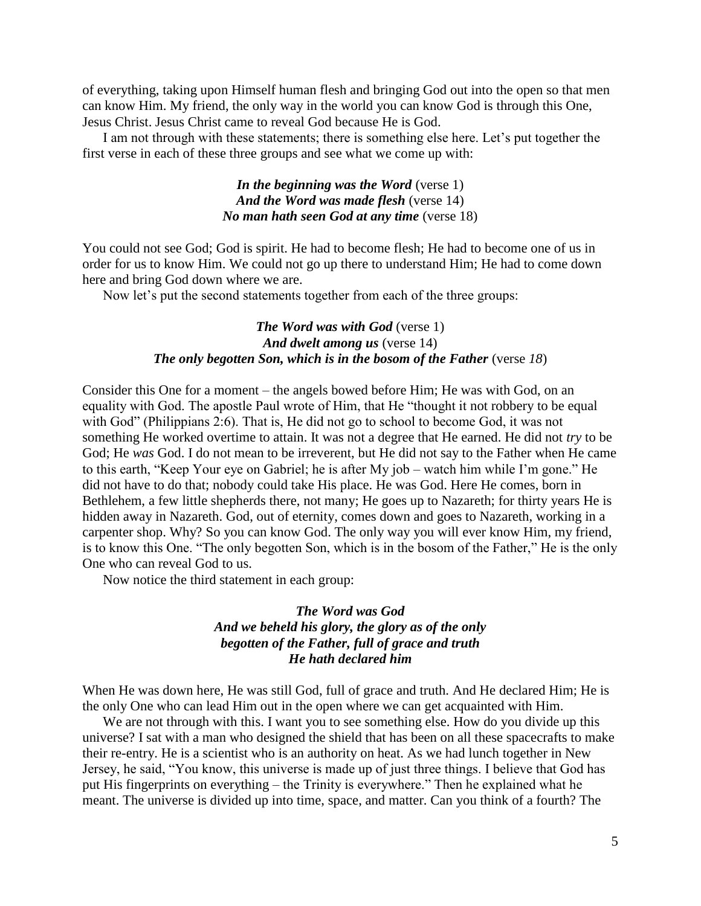of everything, taking upon Himself human flesh and bringing God out into the open so that men can know Him. My friend, the only way in the world you can know God is through this One, Jesus Christ. Jesus Christ came to reveal God because He is God.

I am not through with these statements; there is something else here. Let's put together the first verse in each of these three groups and see what we come up with:

***In the beginning was the Word*** (verse 1)
***And the Word was made flesh*** (verse 14)
***No man hath seen God at any time*** (verse 18)

You could not see God; God is spirit. He had to become flesh; He had to become one of us in order for us to know Him. We could not go up there to understand Him; He had to come down here and bring God down where we are.

Now let's put the second statements together from each of the three groups:

***The Word was with God*** (verse 1)
***And dwelt among us*** (verse 14)
***The only begotten Son, which is in the bosom of the Father*** (verse *18*)

Consider this One for a moment – the angels bowed before Him; He was with God, on an equality with God. The apostle Paul wrote of Him, that He "thought it not robbery to be equal with God" (Philippians 2:6). That is, He did not go to school to become God, it was not something He worked overtime to attain. It was not a degree that He earned. He did not *try* to be God; He *was* God. I do not mean to be irreverent, but He did not say to the Father when He came to this earth, "Keep Your eye on Gabriel; he is after My job – watch him while I'm gone." He did not have to do that; nobody could take His place. He was God. Here He comes, born in Bethlehem, a few little shepherds there, not many; He goes up to Nazareth; for thirty years He is hidden away in Nazareth. God, out of eternity, comes down and goes to Nazareth, working in a carpenter shop. Why? So you can know God. The only way you will ever know Him, my friend, is to know this One. "The only begotten Son, which is in the bosom of the Father," He is the only One who can reveal God to us.

Now notice the third statement in each group:

***The Word was God***
***And we beheld his glory, the glory as of the only begotten of the Father, full of grace and truth***
***He hath declared him***

When He was down here, He was still God, full of grace and truth. And He declared Him; He is the only One who can lead Him out in the open where we can get acquainted with Him.

We are not through with this. I want you to see something else. How do you divide up this universe? I sat with a man who designed the shield that has been on all these spacecrafts to make their re-entry. He is a scientist who is an authority on heat. As we had lunch together in New Jersey, he said, "You know, this universe is made up of just three things. I believe that God has put His fingerprints on everything – the Trinity is everywhere." Then he explained what he meant. The universe is divided up into time, space, and matter. Can you think of a fourth? The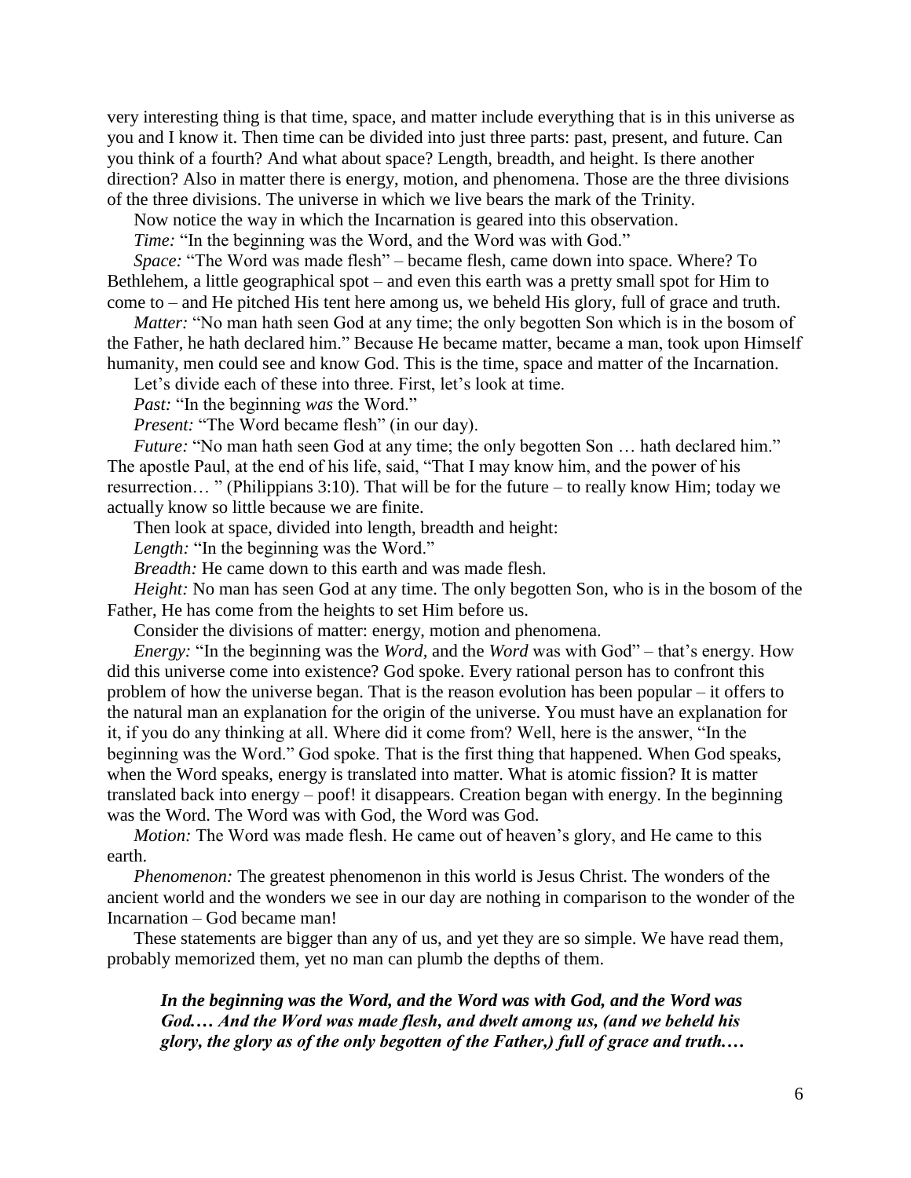very interesting thing is that time, space, and matter include everything that is in this universe as you and I know it. Then time can be divided into just three parts: past, present, and future. Can you think of a fourth? And what about space? Length, breadth, and height. Is there another direction? Also in matter there is energy, motion, and phenomena. Those are the three divisions of the three divisions. The universe in which we live bears the mark of the Trinity.

Now notice the way in which the Incarnation is geared into this observation.

*Time:* "In the beginning was the Word, and the Word was with God."

*Space:* "The Word was made flesh" – became flesh, came down into space. Where? To Bethlehem, a little geographical spot – and even this earth was a pretty small spot for Him to come to – and He pitched His tent here among us, we beheld His glory, full of grace and truth.

*Matter:* "No man hath seen God at any time; the only begotten Son which is in the bosom of the Father, he hath declared him." Because He became matter, became a man, took upon Himself humanity, men could see and know God. This is the time, space and matter of the Incarnation.

Let's divide each of these into three. First, let's look at time.

*Past:* "In the beginning *was* the Word."

*Present:* "The Word became flesh" (in our day).

*Future:* "No man hath seen God at any time; the only begotten Son … hath declared him." The apostle Paul, at the end of his life, said, "That I may know him, and the power of his resurrection… " (Philippians 3:10). That will be for the future – to really know Him; today we actually know so little because we are finite.

Then look at space, divided into length, breadth and height:

*Length:* "In the beginning was the Word."

*Breadth:* He came down to this earth and was made flesh.

*Height:* No man has seen God at any time. The only begotten Son, who is in the bosom of the Father, He has come from the heights to set Him before us.

Consider the divisions of matter: energy, motion and phenomena.

*Energy:* "In the beginning was the *Word,* and the *Word* was with God" – that's energy. How did this universe come into existence? God spoke. Every rational person has to confront this problem of how the universe began. That is the reason evolution has been popular – it offers to the natural man an explanation for the origin of the universe. You must have an explanation for it, if you do any thinking at all. Where did it come from? Well, here is the answer, "In the beginning was the Word." God spoke. That is the first thing that happened. When God speaks, when the Word speaks, energy is translated into matter. What is atomic fission? It is matter translated back into energy – poof! it disappears. Creation began with energy. In the beginning was the Word. The Word was with God, the Word was God.

*Motion:* The Word was made flesh. He came out of heaven's glory, and He came to this earth.

*Phenomenon:* The greatest phenomenon in this world is Jesus Christ. The wonders of the ancient world and the wonders we see in our day are nothing in comparison to the wonder of the Incarnation – God became man!

These statements are bigger than any of us, and yet they are so simple. We have read them, probably memorized them, yet no man can plumb the depths of them.

> ***In the beginning was the Word, and the Word was with God, and the Word was God.… And the Word was made flesh, and dwelt among us, (and we beheld his glory, the glory as of the only begotten of the Father,) full of grace and truth.…***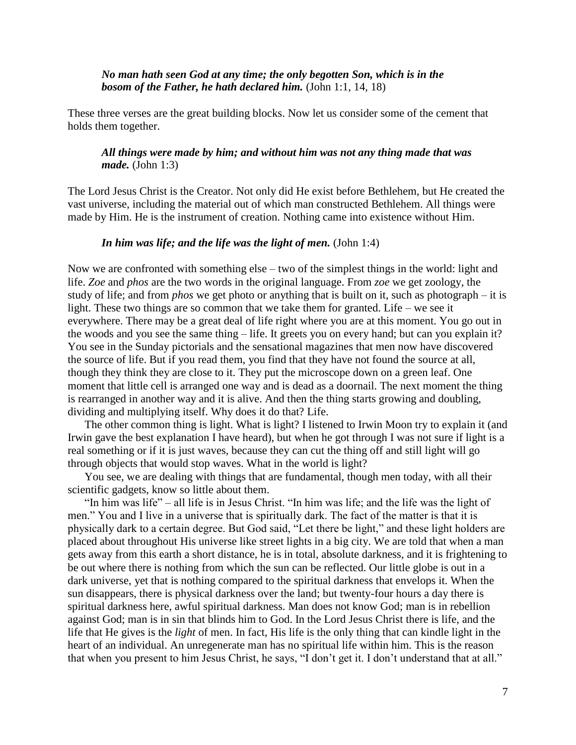> ***No man hath seen God at any time; the only begotten Son, which is in the bosom of the Father, he hath declared him.*** (John 1:1, 14, 18)

These three verses are the great building blocks. Now let us consider some of the cement that holds them together.

> ***All things were made by him; and without him was not any thing made that was made.*** (John 1:3)

The Lord Jesus Christ is the Creator. Not only did He exist before Bethlehem, but He created the vast universe, including the material out of which man constructed Bethlehem. All things were made by Him. He is the instrument of creation. Nothing came into existence without Him.

> ***In him was life; and the life was the light of men.*** (John 1:4)

Now we are confronted with something else – two of the simplest things in the world: light and life. *Zoe* and *phos* are the two words in the original language. From *zoe* we get zoology, the study of life; and from *phos* we get photo or anything that is built on it, such as photograph – it is light. These two things are so common that we take them for granted. Life – we see it everywhere. There may be a great deal of life right where you are at this moment. You go out in the woods and you see the same thing – life. It greets you on every hand; but can you explain it? You see in the Sunday pictorials and the sensational magazines that men now have discovered the source of life. But if you read them, you find that they have not found the source at all, though they think they are close to it. They put the microscope down on a green leaf. One moment that little cell is arranged one way and is dead as a doornail. The next moment the thing is rearranged in another way and it is alive. And then the thing starts growing and doubling, dividing and multiplying itself. Why does it do that? Life.

The other common thing is light. What is light? I listened to Irwin Moon try to explain it (and Irwin gave the best explanation I have heard), but when he got through I was not sure if light is a real something or if it is just waves, because they can cut the thing off and still light will go through objects that would stop waves. What in the world is light?

You see, we are dealing with things that are fundamental, though men today, with all their scientific gadgets, know so little about them.

"In him was life" – all life is in Jesus Christ. "In him was life; and the life was the light of men." You and I live in a universe that is spiritually dark. The fact of the matter is that it is physically dark to a certain degree. But God said, "Let there be light," and these light holders are placed about throughout His universe like street lights in a big city. We are told that when a man gets away from this earth a short distance, he is in total, absolute darkness, and it is frightening to be out where there is nothing from which the sun can be reflected. Our little globe is out in a dark universe, yet that is nothing compared to the spiritual darkness that envelops it. When the sun disappears, there is physical darkness over the land; but twenty-four hours a day there is spiritual darkness here, awful spiritual darkness. Man does not know God; man is in rebellion against God; man is in sin that blinds him to God. In the Lord Jesus Christ there is life, and the life that He gives is the *light* of men. In fact, His life is the only thing that can kindle light in the heart of an individual. An unregenerate man has no spiritual life within him. This is the reason that when you present to him Jesus Christ, he says, "I don't get it. I don't understand that at all."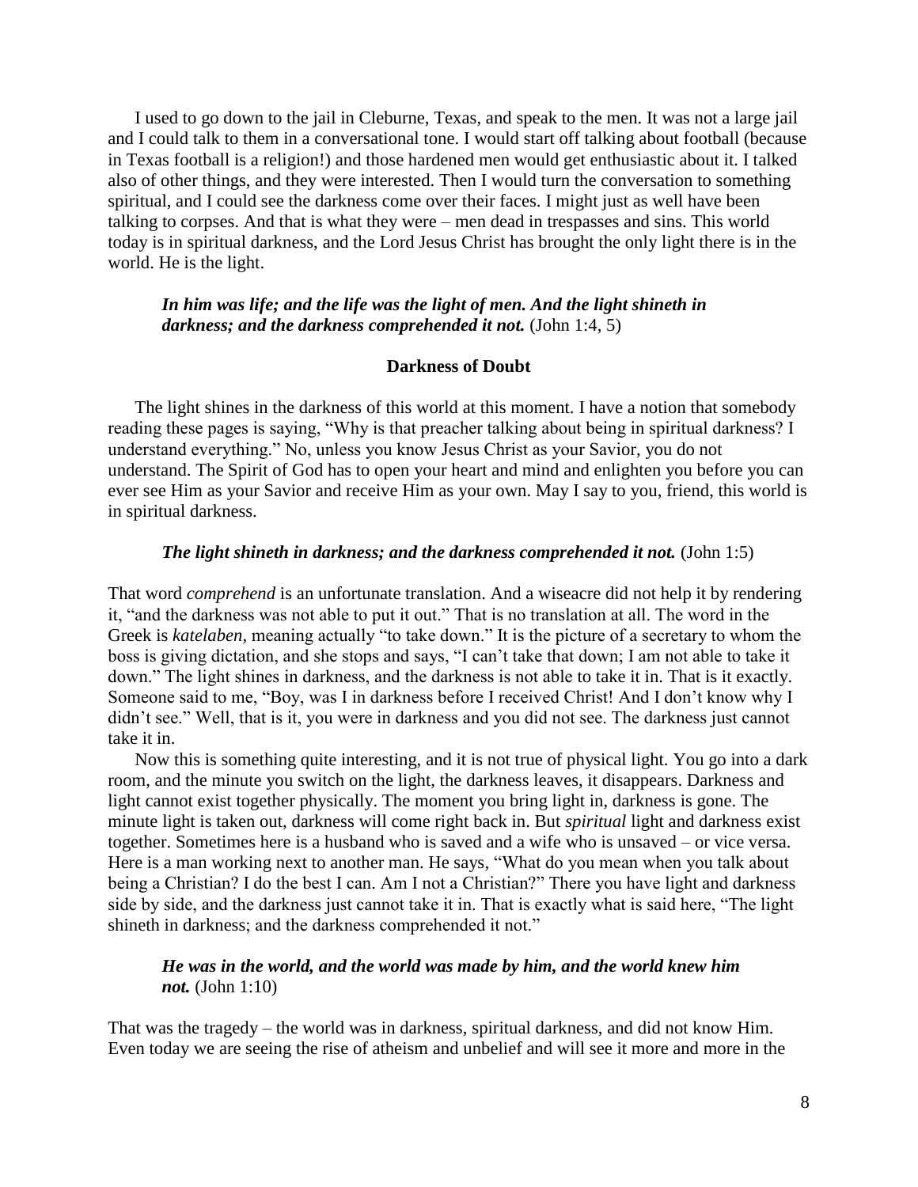I used to go down to the jail in Cleburne, Texas, and speak to the men. It was not a large jail and I could talk to them in a conversational tone. I would start off talking about football (because in Texas football is a religion!) and those hardened men would get enthusiastic about it. I talked also of other things, and they were interested. Then I would turn the conversation to something spiritual, and I could see the darkness come over their faces. I might just as well have been talking to corpses. And that is what they were – men dead in trespasses and sins. This world today is in spiritual darkness, and the Lord Jesus Christ has brought the only light there is in the world. He is the light.

> ***In him was life; and the life was the light of men. And the light shineth in darkness; and the darkness comprehended it not.*** (John 1:4, 5)

**Darkness of Doubt**

The light shines in the darkness of this world at this moment. I have a notion that somebody reading these pages is saying, "Why is that preacher talking about being in spiritual darkness? I understand everything." No, unless you know Jesus Christ as your Savior, you do not understand. The Spirit of God has to open your heart and mind and enlighten you before you can ever see Him as your Savior and receive Him as your own. May I say to you, friend, this world is in spiritual darkness.

> ***The light shineth in darkness; and the darkness comprehended it not.*** (John 1:5)

That word *comprehend* is an unfortunate translation. And a wiseacre did not help it by rendering it, "and the darkness was not able to put it out." That is no translation at all. The word in the Greek is *katelaben,* meaning actually "to take down." It is the picture of a secretary to whom the boss is giving dictation, and she stops and says, "I can't take that down; I am not able to take it down." The light shines in darkness, and the darkness is not able to take it in. That is it exactly. Someone said to me, "Boy, was I in darkness before I received Christ! And I don't know why I didn't see." Well, that is it, you were in darkness and you did not see. The darkness just cannot take it in.

Now this is something quite interesting, and it is not true of physical light. You go into a dark room, and the minute you switch on the light, the darkness leaves, it disappears. Darkness and light cannot exist together physically. The moment you bring light in, darkness is gone. The minute light is taken out, darkness will come right back in. But *spiritual* light and darkness exist together. Sometimes here is a husband who is saved and a wife who is unsaved – or vice versa. Here is a man working next to another man. He says, "What do you mean when you talk about being a Christian? I do the best I can. Am I not a Christian?" There you have light and darkness side by side, and the darkness just cannot take it in. That is exactly what is said here, "The light shineth in darkness; and the darkness comprehended it not."

> ***He was in the world, and the world was made by him, and the world knew him not.*** (John 1:10)

That was the tragedy – the world was in darkness, spiritual darkness, and did not know Him. Even today we are seeing the rise of atheism and unbelief and will see it more and more in the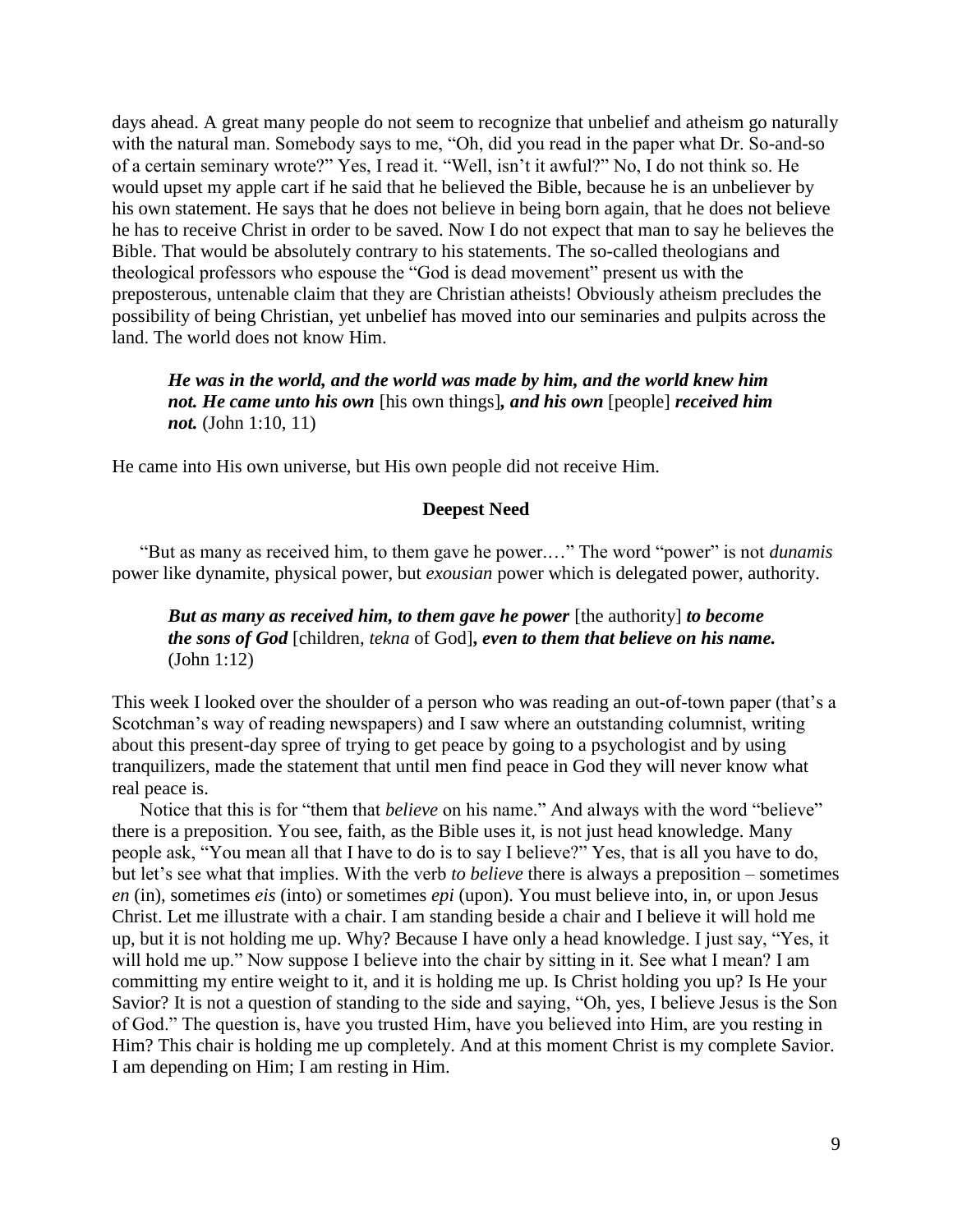days ahead. A great many people do not seem to recognize that unbelief and atheism go naturally with the natural man. Somebody says to me, "Oh, did you read in the paper what Dr. So-and-so of a certain seminary wrote?" Yes, I read it. "Well, isn't it awful?" No, I do not think so. He would upset my apple cart if he said that he believed the Bible, because he is an unbeliever by his own statement. He says that he does not believe in being born again, that he does not believe he has to receive Christ in order to be saved. Now I do not expect that man to say he believes the Bible. That would be absolutely contrary to his statements. The so-called theologians and theological professors who espouse the "God is dead movement" present us with the preposterous, untenable claim that they are Christian atheists! Obviously atheism precludes the possibility of being Christian, yet unbelief has moved into our seminaries and pulpits across the land. The world does not know Him.

> ***He was in the world, and the world was made by him, and the world knew him not. He came unto his own*** [his own things]***, and his own*** [people] ***received him not.*** (John 1:10, 11)

He came into His own universe, but His own people did not receive Him.

### Deepest Need

"But as many as received him, to them gave he power.…" The word "power" is not *dunamis* power like dynamite, physical power, but *exousian* power which is delegated power, authority.

> ***But as many as received him, to them gave he power*** [the authority] ***to become the sons of God*** [children, *tekna* of God]***, even to them that believe on his name.*** (John 1:12)

This week I looked over the shoulder of a person who was reading an out-of-town paper (that's a Scotchman's way of reading newspapers) and I saw where an outstanding columnist, writing about this present-day spree of trying to get peace by going to a psychologist and by using tranquilizers, made the statement that until men find peace in God they will never know what real peace is.

Notice that this is for "them that *believe* on his name." And always with the word "believe" there is a preposition. You see, faith, as the Bible uses it, is not just head knowledge. Many people ask, "You mean all that I have to do is to say I believe?" Yes, that is all you have to do, but let's see what that implies. With the verb *to believe* there is always a preposition – sometimes *en* (in), sometimes *eis* (into) or sometimes *epi* (upon). You must believe into, in, or upon Jesus Christ. Let me illustrate with a chair. I am standing beside a chair and I believe it will hold me up, but it is not holding me up. Why? Because I have only a head knowledge. I just say, "Yes, it will hold me up." Now suppose I believe into the chair by sitting in it. See what I mean? I am committing my entire weight to it, and it is holding me up. Is Christ holding you up? Is He your Savior? It is not a question of standing to the side and saying, "Oh, yes, I believe Jesus is the Son of God." The question is, have you trusted Him, have you believed into Him, are you resting in Him? This chair is holding me up completely. And at this moment Christ is my complete Savior. I am depending on Him; I am resting in Him.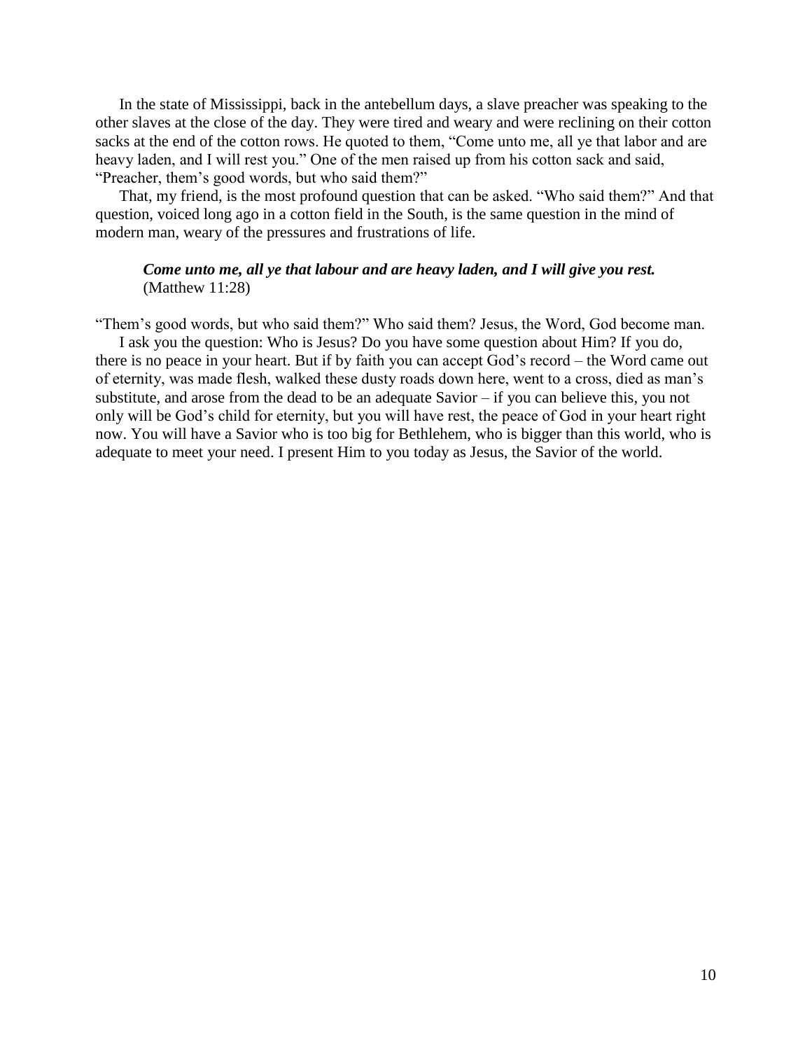In the state of Mississippi, back in the antebellum days, a slave preacher was speaking to the other slaves at the close of the day. They were tired and weary and were reclining on their cotton sacks at the end of the cotton rows. He quoted to them, "Come unto me, all ye that labor and are heavy laden, and I will rest you." One of the men raised up from his cotton sack and said, "Preacher, them's good words, but who said them?"

That, my friend, is the most profound question that can be asked. "Who said them?" And that question, voiced long ago in a cotton field in the South, is the same question in the mind of modern man, weary of the pressures and frustrations of life.

> ***Come unto me, all ye that labour and are heavy laden, and I will give you rest.*** (Matthew 11:28)

"Them's good words, but who said them?" Who said them? Jesus, the Word, God become man.

I ask you the question: Who is Jesus? Do you have some question about Him? If you do, there is no peace in your heart. But if by faith you can accept God's record – the Word came out of eternity, was made flesh, walked these dusty roads down here, went to a cross, died as man's substitute, and arose from the dead to be an adequate Savior – if you can believe this, you not only will be God's child for eternity, but you will have rest, the peace of God in your heart right now. You will have a Savior who is too big for Bethlehem, who is bigger than this world, who is adequate to meet your need. I present Him to you today as Jesus, the Savior of the world.